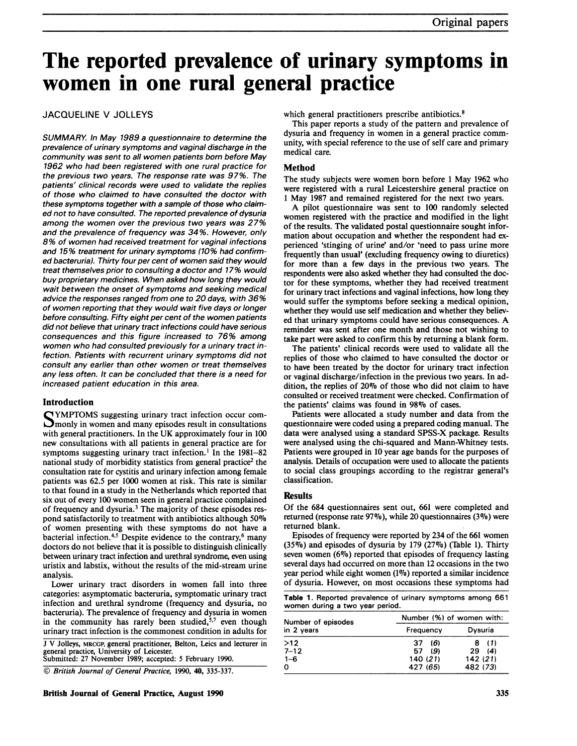# The reported prevalence of urinary symptoms in women in one rural general practice

JACQUELINE V JOLLEYS

*SUMMARY. In May 1989 a questionnaire to determine the prevalence of urinary symptoms and vaginal discharge in the community was sent to all women patients born before May 1962 who had been registered with one rural practice for the previous two years. The response rate was 97%. The patients' clinical records were used to validate the replies of those who claimed to have consulted the doctor with these symptoms together with a sample of those who claimed not to have consulted. The reported prevalence of dysuria among the women over the previous two years was 27% and the prevalence of frequency was 34%. However, only 8% of women had received treatment for vaginal infections and 15% treatment for urinary symptoms (10% had confirmed bacteruria). Thirty four per cent of women said they would treat themselves prior to consulting a doctor and 17% would buy proprietary medicines. When asked how long they would wait between the onset of symptoms and seeking medical advice the responses ranged from one to 20 days, with 36% of women reporting that they would wait five days or longer before consulting. Fifty eight per cent of the women patients did not believe that urinary tract infections could have serious consequences and this figure increased to 76% among women who had consulted previously for a urinary tract infection. Patients with recurrent urinary symptoms did not consult any earlier than other women or treat themselves any less often. It can be concluded that there is a need for increased patient education in this area.*

## Introduction

SYMPTOMS suggesting urinary tract infection occur commonly in women and many episodes result in consultations with general practitioners. In the UK approximately four in 100 new consultations with all patients in general practice are for symptoms suggesting urinary tract infection.[1] In the 1981–82 national study of morbidity statistics from general practice[2] the consultation rate for cystitis and urinary infection among female patients was 62.5 per 1000 women at risk. This rate is similar to that found in a study in the Netherlands which reported that six out of every 100 women seen in general practice complained of frequency and dysuria.[3] The majority of these episodes respond satisfactorily to treatment with antibiotics although 50% of women presenting with these symptoms do not have a bacterial infection.[4,5] Despite evidence to the contrary,[6] many doctors do not believe that it is possible to distinguish clinically between urinary tract infection and urethral syndrome, even using uristix and labstix, without the results of the mid-stream urine analysis.

Lower urinary tract disorders in women fall into three categories: asymptomatic bacteruria, symptomatic urinary tract infection and urethral syndrome (frequency and dysuria, no bacteruria). The prevalence of frequency and dysuria in women in the community has rarely been studied,[5,7] even though urinary tract infection is the commonest condition in adults for which general practitioners prescribe antibiotics.[8]

This paper reports a study of the pattern and prevalence of dysuria and frequency in women in a general practice community, with special reference to the use of self care and primary medical care.

J V Jolleys, MRCGP, general practitioner, Belton, Leics and lecturer in general practice, University of Leicester.
Submitted: 27 November 1989; accepted: 5 February 1990.

© British Journal of General Practice, 1990, 40, 335-337.

## Method

The study subjects were women born before 1 May 1962 who were registered with a rural Leicestershire general practice on 1 May 1987 and remained registered for the next two years.

A pilot questionnaire was sent to 100 randomly selected women registered with the practice and modified in the light of the results. The validated postal questionnaire sought information about occupation and whether the respondent had experienced 'stinging of urine' and/or 'need to pass urine more frequently than usual' (excluding frequency owing to diuretics) for more than a few days in the previous two years. The respondents were also asked whether they had consulted the doctor for these symptoms, whether they had received treatment for urinary tract infections and vaginal infections, how long they would suffer the symptoms before seeking a medical opinion, whether they would use self medication and whether they believed that urinary symptoms could have serious consequences. A reminder was sent after one month and those not wishing to take part were asked to confirm this by returning a blank form.

The patients' clinical records were used to validate all the replies of those who claimed to have consulted the doctor or to have been treated by the doctor for urinary tract infection or vaginal discharge/infection in the previous two years. In addition, the replies of 20% of those who did not claim to have consulted or received treatment were checked. Confirmation of the patients' claims was found in 98% of cases.

Patients were allocated a study number and data from the questionnaire were coded using a prepared coding manual. The data were analysed using a standard SPSS-X package. Results were analysed using the chi-squared and Mann-Whitney tests. Patients were grouped in 10 year age bands for the purposes of analysis. Details of occupation were used to allocate the patients to social class groupings according to the registrar general's classification.

## Results

Of the 684 questionnaires sent out, 661 were completed and returned (response rate 97%), while 20 questionnaires (3%) were returned blank.

Episodes of frequency were reported by 234 of the 661 women (35%) and episodes of dysuria by 179 (27%) (Table 1). Thirty seven women (6%) reported that episodes of frequency lasting several days had occurred on more than 12 occasions in the two year period while eight women (1%) reported a similar incidence of dysuria. However, on most occasions these symptoms had

**Table 1.** Reported prevalence of urinary symptoms among 661 women during a two year period.

| Number of episodes in 2 years | Number (%) of women with: | |
|---|---|---|
| | Frequency | Dysuria |
| >12 | 37 *(6)* | 8 *(1)* |
| 7–12 | 57 *(9)* | 29 *(4)* |
| 1–6 | 140 *(21)* | 142 *(21)* |
| 0 | 427 *(65)* | 482 *(73)* |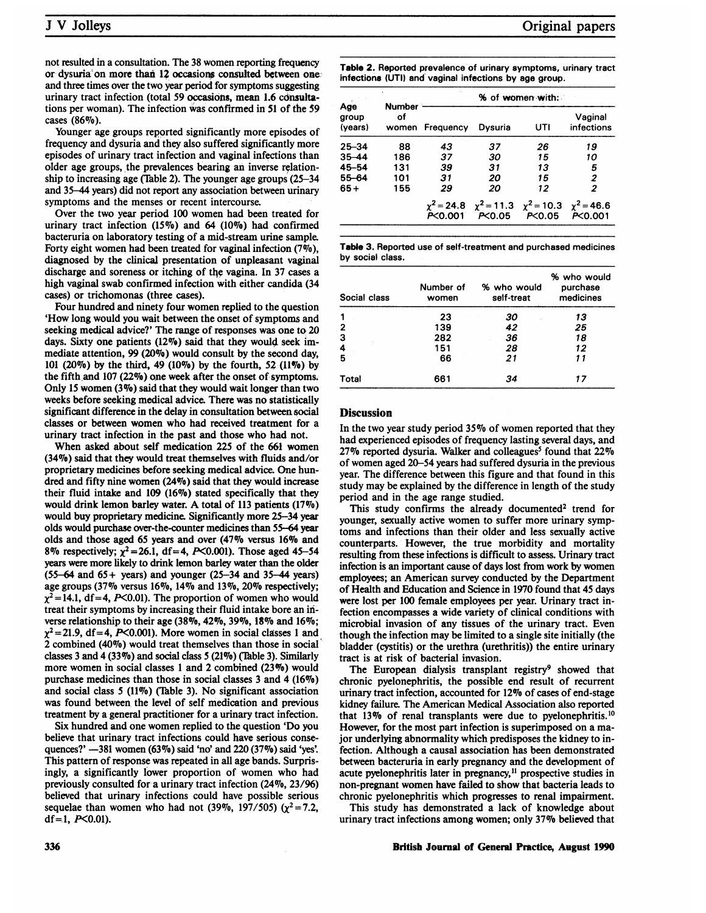not resulted in a consultation. The 38 women reporting frequency or dysuria on more than 12 occasions consulted between one and three times over the two year period for symptoms suggesting urinary tract infection (total 59 occasions, mean 1.6 consultations per woman). The infection was confirmed in 51 of the 59 cases (86%).

Younger age groups reported significantly more episodes of frequency and dysuria and they also suffered significantly more episodes of urinary tract infection and vaginal infections than older age groups, the prevalences bearing an inverse relationship to increasing age (Table 2). The younger age groups (25–34 and 35–44 years) did not report any association between urinary symptoms and the menses or recent intercourse.

Over the two year period 100 women had been treated for urinary tract infection (15%) and 64 (10%) had confirmed bacteruria on laboratory testing of a mid-stream urine sample. Forty eight women had been treated for vaginal infection (7%), diagnosed by the clinical presentation of unpleasant vaginal discharge and soreness or itching of the vagina. In 37 cases a high vaginal swab confirmed infection with either candida (34 cases) or trichomonas (three cases).

Four hundred and ninety four women replied to the question 'How long would you wait between the onset of symptoms and seeking medical advice?' The range of responses was one to 20 days. Sixty one patients (12%) said that they would seek immediate attention, 99 (20%) would consult by the second day, 101 (20%) by the third, 49 (10%) by the fourth, 52 (11%) by the fifth and 107 (22%) one week after the onset of symptoms. Only 15 women (3%) said that they would wait longer than two weeks before seeking medical advice. There was no statistically significant difference in the delay in consultation between social classes or between women who had received treatment for a urinary tract infection in the past and those who had not.

When asked about self medication 225 of the 661 women (34%) said that they would treat themselves with fluids and/or proprietary medicines before seeking medical advice. One hundred and fifty nine women (24%) said that they would increase their fluid intake and 109 (16%) stated specifically that they would drink lemon barley water. A total of 113 patients (17%) would buy proprietary medicine. Significantly more 25–34 year olds would purchase over-the-counter medicines than 55–64 year olds and those aged 65 years and over (47% versus 16% and 8% respectively; $\chi^2=26.1$, df=4, $P<0.001$). Those aged 45–54 years were more likely to drink lemon barley water than the older (55–64 and 65+ years) and younger (25–34 and 35–44 years) age groups (37% versus 16%, 14% and 13%, 20% respectively; $\chi^2=14.1$, df=4, $P<0.01$). The proportion of women who would treat their symptoms by increasing their fluid intake bore an inverse relationship to their age (38%, 42%, 39%, 18% and 16%; $\chi^2=21.9$, df=4, $P<0.001$). More women in social classes 1 and 2 combined (40%) would treat themselves than those in social classes 3 and 4 (33%) and social class 5 (21%) (Table 3). Similarly more women in social classes 1 and 2 combined (23%) would purchase medicines than those in social classes 3 and 4 (16%) and social class 5 (11%) (Table 3). No significant association was found between the level of self medication and previous treatment by a general practitioner for a urinary tract infection.

Six hundred and one women replied to the question 'Do you believe that urinary tract infections could have serious consequences?' —381 women (63%) said 'no' and 220 (37%) said 'yes'. This pattern of response was repeated in all age bands. Surprisingly, a significantly lower proportion of women who had previously consulted for a urinary tract infection (24%, 23/96) believed that urinary infections could have possible serious sequelae than women who had not (39%, 197/505) ($\chi^2=7.2$, df=1, $P<0.01$).

**Table 2.** Reported prevalence of urinary symptoms, urinary tract infections (UTI) and vaginal infections by age group.

| Age group (years) | Number of women | % of women with: Frequency | Dysuria | UTI | Vaginal infections |
|---|---|---|---|---|---|
| 25–34 | 88 | 43 | 37 | 26 | 19 |
| 35–44 | 186 | 37 | 30 | 15 | 10 |
| 45–54 | 131 | 39 | 31 | 13 | 5 |
| 55–64 | 101 | 31 | 20 | 15 | 2 |
| 65+ | 155 | 29 | 20 | 12 | 2 |
| | | $\chi^2=24.8$ $P<0.001$ | $\chi^2=11.3$ $P<0.05$ | $\chi^2=10.3$ $P<0.05$ | $\chi^2=46.6$ $P<0.001$ |

**Table 3.** Reported use of self-treatment and purchased medicines by social class.

| Social class | Number of women | % who would self-treat | % who would purchase medicines |
|---|---|---|---|
| 1 | 23 | 30 | 13 |
| 2 | 139 | 42 | 25 |
| 3 | 282 | 36 | 18 |
| 4 | 151 | 28 | 12 |
| 5 | 66 | 21 | 11 |
| Total | 661 | 34 | 17 |

## Discussion

In the two year study period 35% of women reported that they had experienced episodes of frequency lasting several days, and 27% reported dysuria. Walker and colleagues[5] found that 22% of women aged 20–54 years had suffered dysuria in the previous year. The difference between this figure and that found in this study may be explained by the difference in length of the study period and in the age range studied.

This study confirms the already documented[2] trend for younger, sexually active women to suffer more urinary symptoms and infections than their older and less sexually active counterparts. However, the true morbidity and mortality resulting from these infections is difficult to assess. Urinary tract infection is an important cause of days lost from work by women employees; an American survey conducted by the Department of Health and Education and Science in 1970 found that 45 days were lost per 100 female employees per year. Urinary tract infection encompasses a wide variety of clinical conditions with microbial invasion of any tissues of the urinary tract. Even though the infection may be limited to a single site initially (the bladder (cystitis) or the urethra (urethritis)) the entire urinary tract is at risk of bacterial invasion.

The European dialysis transplant registry[9] showed that chronic pyelonephritis, the possible end result of recurrent urinary tract infection, accounted for 12% of cases of end-stage kidney failure. The American Medical Association also reported that 13% of renal transplants were due to pyelonephritis.[10] However, for the most part infection is superimposed on a major underlying abnormality which predisposes the kidney to infection. Although a causal association has been demonstrated between bacteriuria in early pregnancy and the development of acute pyelonephritis later in pregnancy,[11] prospective studies in non-pregnant women have failed to show that bacteria leads to chronic pyelonephritis which progresses to renal impairment.

This study has demonstrated a lack of knowledge about urinary tract infections among women; only 37% believed that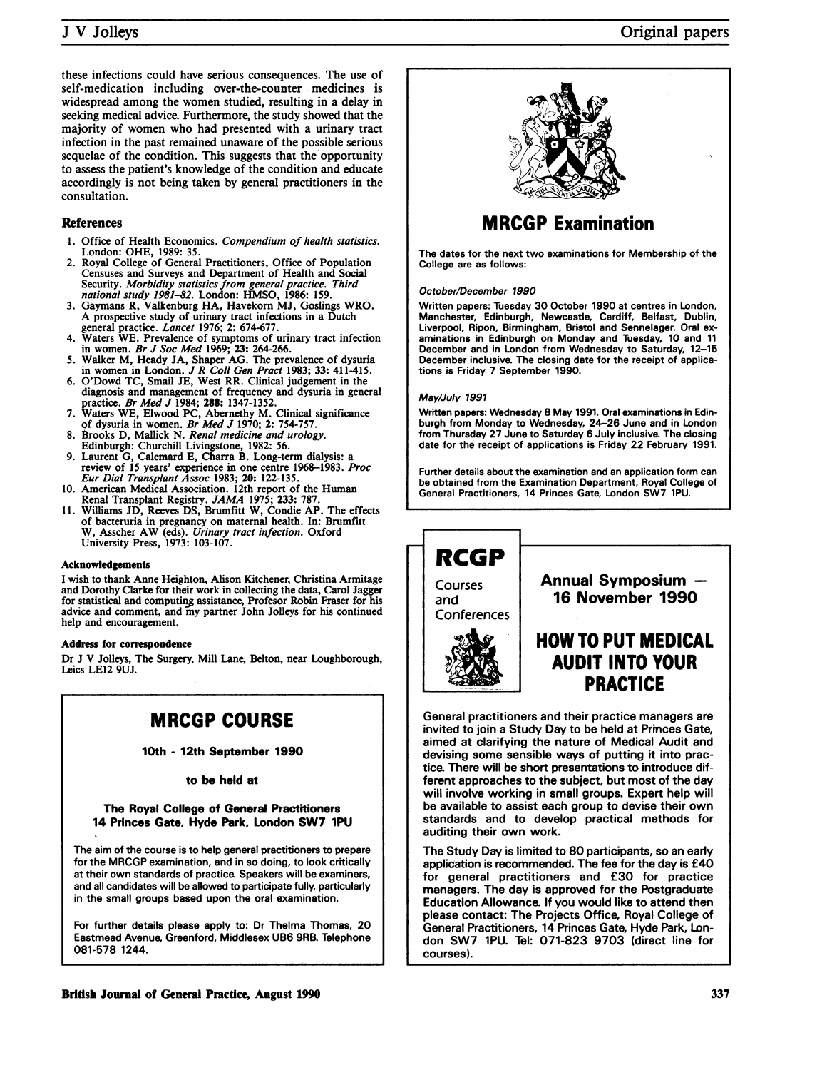these infections could have serious consequences. The use of self-medication including over-the-counter medicines is widespread among the women studied, resulting in a delay in seeking medical advice. Furthermore, the study showed that the majority of women who had presented with a urinary tract infection in the past remained unaware of the possible serious sequelae of the condition. This suggests that the opportunity to assess the patient's knowledge of the condition and educate accordingly is not being taken by general practitioners in the consultation.

## References

1. Office of Health Economics. *Compendium of health statistics.* London: OHE, 1989: 35.
2. Royal College of General Practitioners, Office of Population Censuses and Surveys and Department of Health and Social Security. *Morbidity statistics from general practice. Third national study 1981–82.* London: HMSO, 1986: 159.
3. Gaymans R, Valkenburg HA, Havekorn MJ, Goslings WRO. A prospective study of urinary tract infections in a Dutch general practice. *Lancet* 1976; **2:** 674-677.
4. Waters WE. Prevalence of symptoms of urinary tract infection in women. *Br J Soc Med* 1969; **23:** 264-266.
5. Walker M, Heady JA, Shaper AG. The prevalence of dysuria in women in London. *J R Coll Gen Pract* 1983; **33:** 411-415.
6. O'Dowd TC, Smail JE, West RR. Clinical judgement in the diagnosis and management of frequency and dysuria in general practice. *Br Med J* 1984; **288:** 1347-1352.
7. Waters WE, Elwood PC, Abernethy M. Clinical significance of dysuria in women. *Br Med J* 1970; **2:** 754-757.
8. Brooks D, Mallick N. *Renal medicine and urology.* Edinburgh: Churchill Livingstone, 1982: 56.
9. Laurent G, Calemard E, Charra B. Long-term dialysis: a review of 15 years' experience in one centre 1968–1983. *Proc Eur Dial Transplant Assoc* 1983; **20:** 122-135.
10. American Medical Association. 12th report of the Human Renal Transplant Registry. *JAMA* 1975; **233:** 787.
11. Williams JD, Reeves DS, Brumfitt W, Condie AP. The effects of bacteruria in pregnancy on maternal health. In: Brumfitt W, Asscher AW (eds). *Urinary tract infection.* Oxford University Press, 1973: 103-107.

### Acknowledgements

I wish to thank Anne Heighton, Alison Kitchener, Christina Armitage and Dorothy Clarke for their work in collecting the data, Carol Jagger for statistical and computing assistance, Professor Robin Fraser for his advice and comment, and my partner John Jolleys for his continued help and encouragement.

### Address for correspondence

Dr J V Jolleys, The Surgery, Mill Lane, Belton, near Loughborough, Leics LE12 9UJ.

---

## MRCGP COURSE

**10th - 12th September 1990**

**to be held at**

**The Royal College of General Practitioners**
**14 Princes Gate, Hyde Park, London SW7 1PU**

The aim of the course is to help general practitioners to prepare for the MRCGP examination, and in so doing, to look critically at their own standards of practice. Speakers will be examiners, and all candidates will be allowed to participate fully, particularly in the small groups based upon the oral examination.

For further details please apply to: Dr Thelma Thomas, 20 Eastmead Avenue, Greenford, Middlesex UB6 9RB. Telephone 081-578 1244.

---

## MRCGP Examination

The dates for the next two examinations for Membership of the College are as follows:

*October/December 1990*

Written papers: Tuesday 30 October 1990 at centres in London, Manchester, Edinburgh, Newcastle, Cardiff, Belfast, Dublin, Liverpool, Ripon, Birmingham, Bristol and Sennelager. Oral examinations in Edinburgh on Monday and Tuesday, 10 and 11 December and in London from Wednesday to Saturday, 12–15 December inclusive. The closing date for the receipt of applications is Friday 7 September 1990.

*May/July 1991*

Written papers: Wednesday 8 May 1991. Oral examinations in Edinburgh from Monday to Wednesday, 24–26 June and in London from Thursday 27 June to Saturday 6 July inclusive. The closing date for the receipt of applications is Friday 22 February 1991.

Further details about the examination and an application form can be obtained from the Examination Department, Royal College of General Practitioners, 14 Princes Gate, London SW7 1PU.

---

**RCGP**

Courses and Conferences

### Annual Symposium — 16 November 1990

## HOW TO PUT MEDICAL AUDIT INTO YOUR PRACTICE

General practitioners and their practice managers are invited to join a Study Day to be held at Princes Gate, aimed at clarifying the nature of Medical Audit and devising some sensible ways of putting it into practice. There will be short presentations to introduce different approaches to the subject, but most of the day will involve working in small groups. Expert help will be available to assist each group to devise their own standards and to develop practical methods for auditing their own work.

The Study Day is limited to 80 participants, so an early application is recommended. The fee for the day is £40 for general practitioners and £30 for practice managers. The day is approved for the Postgraduate Education Allowance. If you would like to attend then please contact: The Projects Office, Royal College of General Practitioners, 14 Princes Gate, Hyde Park, London SW7 1PU. Tel: 071-823 9703 (direct line for courses).